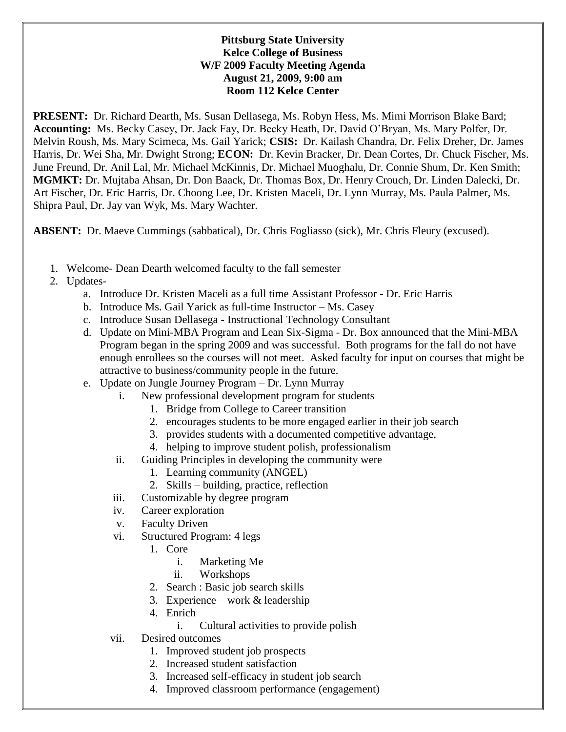**Pittsburg State University**
**Kelce College of Business**
**W/F 2009 Faculty Meeting Agenda**
**August 21, 2009, 9:00 am**
**Room 112 Kelce Center**

**PRESENT:** Dr. Richard Dearth, Ms. Susan Dellasega, Ms. Robyn Hess, Ms. Mimi Morrison Blake Bard; **Accounting:** Ms. Becky Casey, Dr. Jack Fay, Dr. Becky Heath, Dr. David O'Bryan, Ms. Mary Polfer, Dr. Melvin Roush, Ms. Mary Scimeca, Ms. Gail Yarick; **CSIS:** Dr. Kailash Chandra, Dr. Felix Dreher, Dr. James Harris, Dr. Wei Sha, Mr. Dwight Strong; **ECON:** Dr. Kevin Bracker, Dr. Dean Cortes, Dr. Chuck Fischer, Ms. June Freund, Dr. Anil Lal, Mr. Michael McKinnis, Dr. Michael Muoghalu, Dr. Connie Shum, Dr. Ken Smith; **MGMKT:** Dr. Mujtaba Ahsan, Dr. Don Baack, Dr. Thomas Box, Dr. Henry Crouch, Dr. Linden Dalecki, Dr. Art Fischer, Dr. Eric Harris, Dr. Choong Lee, Dr. Kristen Maceli, Dr. Lynn Murray, Ms. Paula Palmer, Ms. Shipra Paul, Dr. Jay van Wyk, Ms. Mary Wachter.

**ABSENT:** Dr. Maeve Cummings (sabbatical), Dr. Chris Fogliasso (sick), Mr. Chris Fleury (excused).

1. Welcome- Dean Dearth welcomed faculty to the fall semester
2. Updates-
   a. Introduce Dr. Kristen Maceli as a full time Assistant Professor - Dr. Eric Harris
   b. Introduce Ms. Gail Yarick as full-time Instructor – Ms. Casey
   c. Introduce Susan Dellasega - Instructional Technology Consultant
   d. Update on Mini-MBA Program and Lean Six-Sigma - Dr. Box announced that the Mini-MBA Program began in the spring 2009 and was successful. Both programs for the fall do not have enough enrollees so the courses will not meet. Asked faculty for input on courses that might be attractive to business/community people in the future.
   e. Update on Jungle Journey Program – Dr. Lynn Murray
      i. New professional development program for students
         1. Bridge from College to Career transition
         2. encourages students to be more engaged earlier in their job search
         3. provides students with a documented competitive advantage,
         4. helping to improve student polish, professionalism
      ii. Guiding Principles in developing the community were
         1. Learning community (ANGEL)
         2. Skills – building, practice, reflection
      iii. Customizable by degree program
      iv. Career exploration
      v. Faculty Driven
      vi. Structured Program: 4 legs
         1. Core
            i. Marketing Me
            ii. Workshops
         2. Search : Basic job search skills
         3. Experience – work & leadership
         4. Enrich
            i. Cultural activities to provide polish
      vii. Desired outcomes
         1. Improved student job prospects
         2. Increased student satisfaction
         3. Increased self-efficacy in student job search
         4. Improved classroom performance (engagement)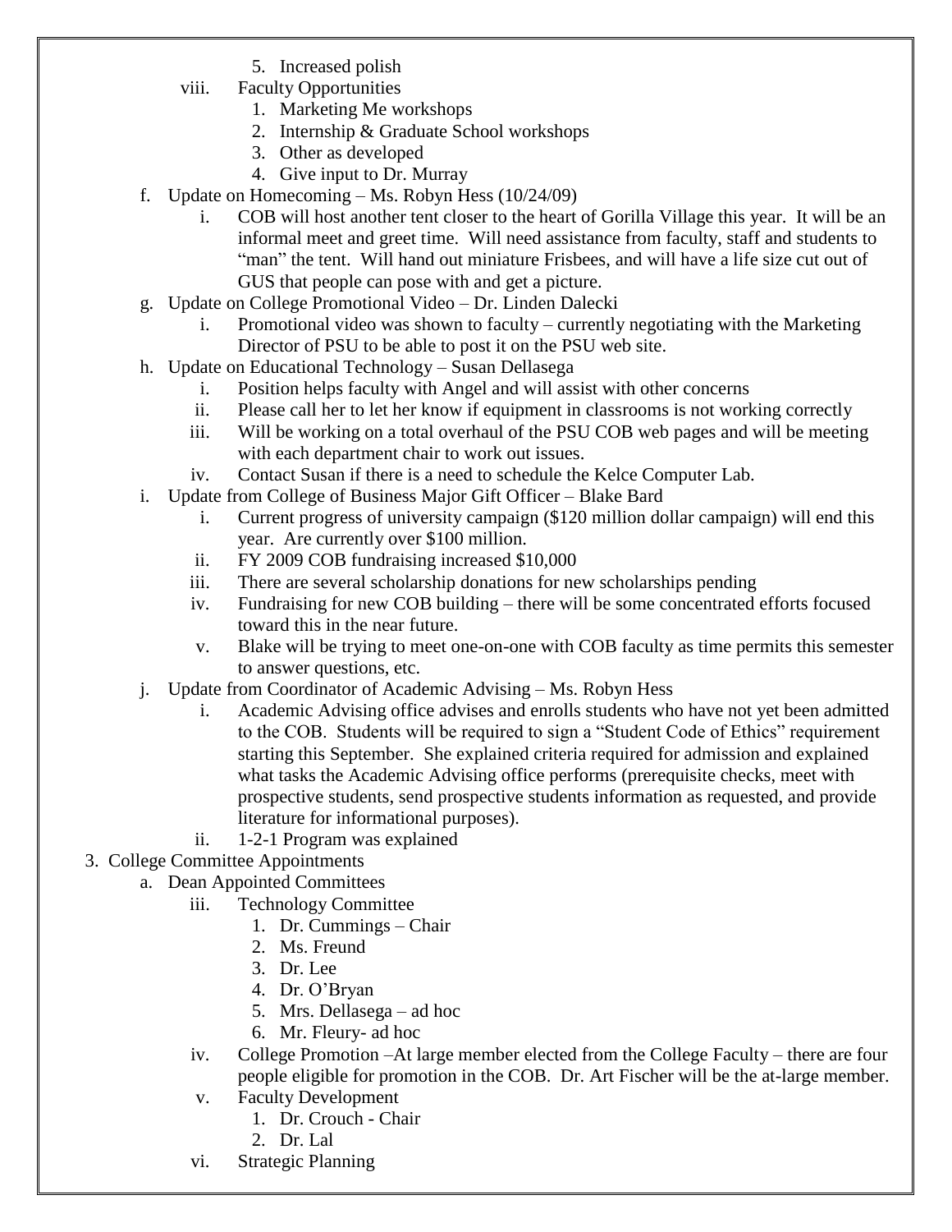5. Increased polish
        viii. Faculty Opportunities
            1. Marketing Me workshops
            2. Internship & Graduate School workshops
            3. Other as developed
            4. Give input to Dr. Murray
    f. Update on Homecoming – Ms. Robyn Hess (10/24/09)
        i. COB will host another tent closer to the heart of Gorilla Village this year. It will be an informal meet and greet time. Will need assistance from faculty, staff and students to "man" the tent. Will hand out miniature Frisbees, and will have a life size cut out of GUS that people can pose with and get a picture.
    g. Update on College Promotional Video – Dr. Linden Dalecki
        i. Promotional video was shown to faculty – currently negotiating with the Marketing Director of PSU to be able to post it on the PSU web site.
    h. Update on Educational Technology – Susan Dellasega
        i. Position helps faculty with Angel and will assist with other concerns
        ii. Please call her to let her know if equipment in classrooms is not working correctly
        iii. Will be working on a total overhaul of the PSU COB web pages and will be meeting with each department chair to work out issues.
        iv. Contact Susan if there is a need to schedule the Kelce Computer Lab.
    i. Update from College of Business Major Gift Officer – Blake Bard
        i. Current progress of university campaign ($120 million dollar campaign) will end this year. Are currently over $100 million.
        ii. FY 2009 COB fundraising increased $10,000
        iii. There are several scholarship donations for new scholarships pending
        iv. Fundraising for new COB building – there will be some concentrated efforts focused toward this in the near future.
        v. Blake will be trying to meet one-on-one with COB faculty as time permits this semester to answer questions, etc.
    j. Update from Coordinator of Academic Advising – Ms. Robyn Hess
        i. Academic Advising office advises and enrolls students who have not yet been admitted to the COB. Students will be required to sign a "Student Code of Ethics" requirement starting this September. She explained criteria required for admission and explained what tasks the Academic Advising office performs (prerequisite checks, meet with prospective students, send prospective students information as requested, and provide literature for informational purposes).
        ii. 1-2-1 Program was explained
3. College Committee Appointments
    a. Dean Appointed Committees
        iii. Technology Committee
            1. Dr. Cummings – Chair
            2. Ms. Freund
            3. Dr. Lee
            4. Dr. O'Bryan
            5. Mrs. Dellasega – ad hoc
            6. Mr. Fleury- ad hoc
        iv. College Promotion –At large member elected from the College Faculty – there are four people eligible for promotion in the COB. Dr. Art Fischer will be the at-large member.
        v. Faculty Development
            1. Dr. Crouch - Chair
            2. Dr. Lal
        vi. Strategic Planning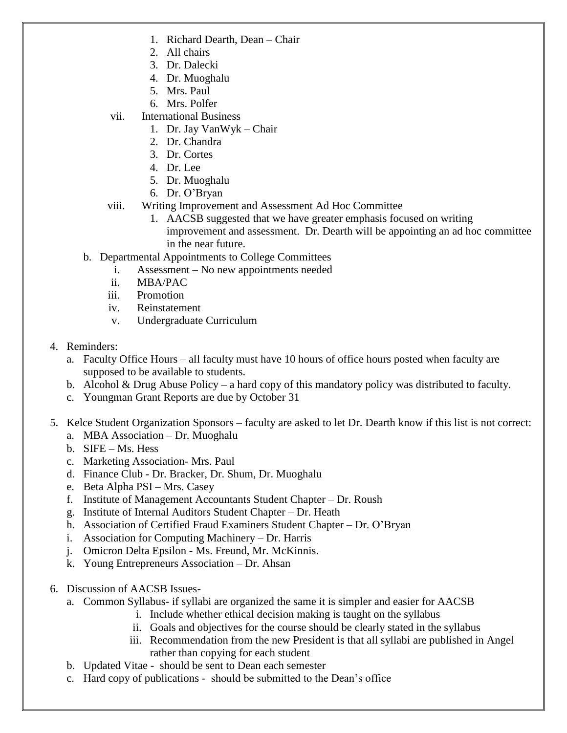1. Richard Dearth, Dean – Chair
      2. All chairs
      3. Dr. Dalecki
      4. Dr. Muoghalu
      5. Mrs. Paul
      6. Mrs. Polfer
   vii. International Business
      1. Dr. Jay VanWyk – Chair
      2. Dr. Chandra
      3. Dr. Cortes
      4. Dr. Lee
      5. Dr. Muoghalu
      6. Dr. O'Bryan
   viii. Writing Improvement and Assessment Ad Hoc Committee
      1. AACSB suggested that we have greater emphasis focused on writing improvement and assessment. Dr. Dearth will be appointing an ad hoc committee in the near future.

b. Departmental Appointments to College Committees
   i. Assessment – No new appointments needed
   ii. MBA/PAC
   iii. Promotion
   iv. Reinstatement
   v. Undergraduate Curriculum

4. Reminders:
   a. Faculty Office Hours – all faculty must have 10 hours of office hours posted when faculty are supposed to be available to students.
   b. Alcohol & Drug Abuse Policy – a hard copy of this mandatory policy was distributed to faculty.
   c. Youngman Grant Reports are due by October 31

5. Kelce Student Organization Sponsors – faculty are asked to let Dr. Dearth know if this list is not correct:
   a. MBA Association – Dr. Muoghalu
   b. SIFE – Ms. Hess
   c. Marketing Association- Mrs. Paul
   d. Finance Club - Dr. Bracker, Dr. Shum, Dr. Muoghalu
   e. Beta Alpha PSI – Mrs. Casey
   f. Institute of Management Accountants Student Chapter – Dr. Roush
   g. Institute of Internal Auditors Student Chapter – Dr. Heath
   h. Association of Certified Fraud Examiners Student Chapter – Dr. O'Bryan
   i. Association for Computing Machinery – Dr. Harris
   j. Omicron Delta Epsilon - Ms. Freund, Mr. McKinnis.
   k. Young Entrepreneurs Association – Dr. Ahsan

6. Discussion of AACSB Issues-
   a. Common Syllabus- if syllabi are organized the same it is simpler and easier for AACSB
      i. Include whether ethical decision making is taught on the syllabus
      ii. Goals and objectives for the course should be clearly stated in the syllabus
      iii. Recommendation from the new President is that all syllabi are published in Angel rather than copying for each student
   b. Updated Vitae - should be sent to Dean each semester
   c. Hard copy of publications - should be submitted to the Dean's office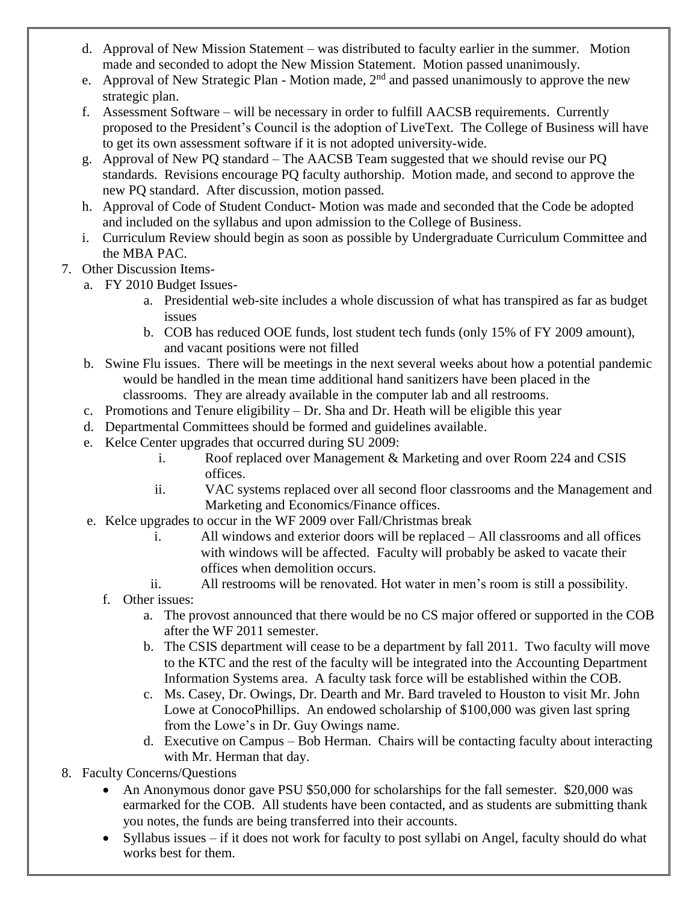d. Approval of New Mission Statement – was distributed to faculty earlier in the summer. Motion made and seconded to adopt the New Mission Statement. Motion passed unanimously.
e. Approval of New Strategic Plan - Motion made, 2nd and passed unanimously to approve the new strategic plan.
f. Assessment Software – will be necessary in order to fulfill AACSB requirements. Currently proposed to the President's Council is the adoption of LiveText. The College of Business will have to get its own assessment software if it is not adopted university-wide.
g. Approval of New PQ standard – The AACSB Team suggested that we should revise our PQ standards. Revisions encourage PQ faculty authorship. Motion made, and second to approve the new PQ standard. After discussion, motion passed.
h. Approval of Code of Student Conduct- Motion was made and seconded that the Code be adopted and included on the syllabus and upon admission to the College of Business.
i. Curriculum Review should begin as soon as possible by Undergraduate Curriculum Committee and the MBA PAC.

7. Other Discussion Items-
   a. FY 2010 Budget Issues-
      a. Presidential web-site includes a whole discussion of what has transpired as far as budget issues
      b. COB has reduced OOE funds, lost student tech funds (only 15% of FY 2009 amount), and vacant positions were not filled
   b. Swine Flu issues. There will be meetings in the next several weeks about how a potential pandemic would be handled in the mean time additional hand sanitizers have been placed in the classrooms. They are already available in the computer lab and all restrooms.
   c. Promotions and Tenure eligibility – Dr. Sha and Dr. Heath will be eligible this year
   d. Departmental Committees should be formed and guidelines available.
   e. Kelce Center upgrades that occurred during SU 2009:
      i. Roof replaced over Management & Marketing and over Room 224 and CSIS offices.
      ii. VAC systems replaced over all second floor classrooms and the Management and Marketing and Economics/Finance offices.
   e. Kelce upgrades to occur in the WF 2009 over Fall/Christmas break
      i. All windows and exterior doors will be replaced – All classrooms and all offices with windows will be affected. Faculty will probably be asked to vacate their offices when demolition occurs.
      ii. All restrooms will be renovated. Hot water in men's room is still a possibility.
   f. Other issues:
      a. The provost announced that there would be no CS major offered or supported in the COB after the WF 2011 semester.
      b. The CSIS department will cease to be a department by fall 2011. Two faculty will move to the KTC and the rest of the faculty will be integrated into the Accounting Department Information Systems area. A faculty task force will be established within the COB.
      c. Ms. Casey, Dr. Owings, Dr. Dearth and Mr. Bard traveled to Houston to visit Mr. John Lowe at ConocoPhillips. An endowed scholarship of $100,000 was given last spring from the Lowe's in Dr. Guy Owings name.
      d. Executive on Campus – Bob Herman. Chairs will be contacting faculty about interacting with Mr. Herman that day.

8. Faculty Concerns/Questions
   - An Anonymous donor gave PSU $50,000 for scholarships for the fall semester. $20,000 was earmarked for the COB. All students have been contacted, and as students are submitting thank you notes, the funds are being transferred into their accounts.
   - Syllabus issues – if it does not work for faculty to post syllabi on Angel, faculty should do what works best for them.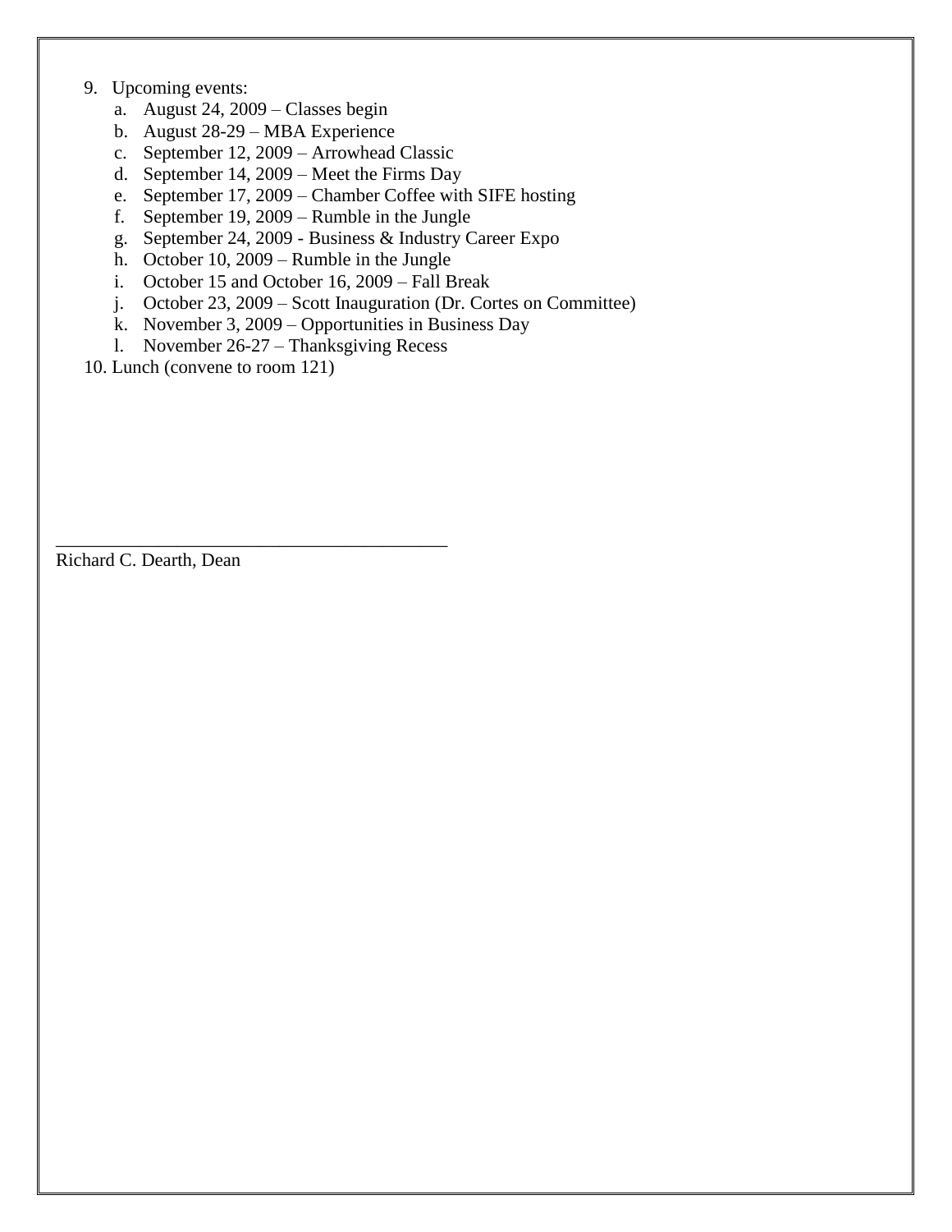9. Upcoming events:
    a. August 24, 2009 – Classes begin
    b. August 28-29 – MBA Experience
    c. September 12, 2009 – Arrowhead Classic
    d. September 14, 2009 – Meet the Firms Day
    e. September 17, 2009 – Chamber Coffee with SIFE hosting
    f. September 19, 2009 – Rumble in the Jungle
    g. September 24, 2009 - Business & Industry Career Expo
    h. October 10, 2009 – Rumble in the Jungle
    i. October 15 and October 16, 2009 – Fall Break
    j. October 23, 2009 – Scott Inauguration (Dr. Cortes on Committee)
    k. November 3, 2009 – Opportunities in Business Day
    l. November 26-27 – Thanksgiving Recess
10. Lunch (convene to room 121)

____________________________________________

Richard C. Dearth, Dean